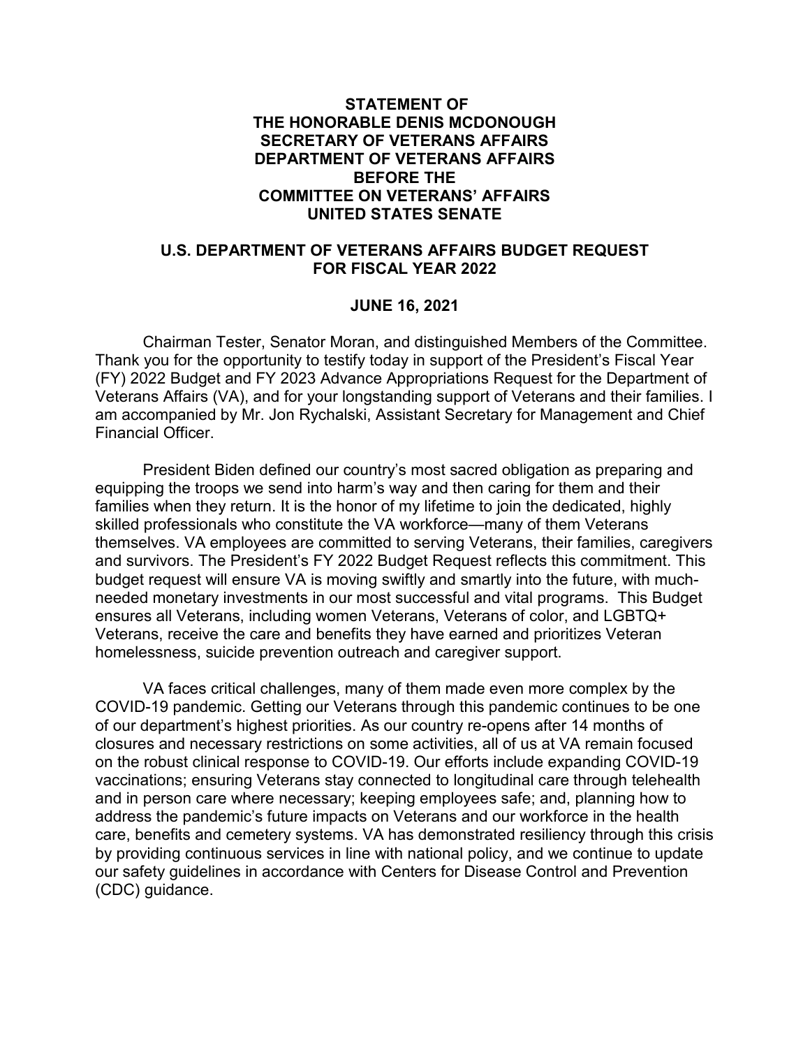**STATEMENT OF**
**THE HONORABLE DENIS MCDONOUGH**
**SECRETARY OF VETERANS AFFAIRS**
**DEPARTMENT OF VETERANS AFFAIRS**
**BEFORE THE**
**COMMITTEE ON VETERANS' AFFAIRS**
**UNITED STATES SENATE**

**U.S. DEPARTMENT OF VETERANS AFFAIRS BUDGET REQUEST FOR FISCAL YEAR 2022**

**JUNE 16, 2021**

Chairman Tester, Senator Moran, and distinguished Members of the Committee. Thank you for the opportunity to testify today in support of the President's Fiscal Year (FY) 2022 Budget and FY 2023 Advance Appropriations Request for the Department of Veterans Affairs (VA), and for your longstanding support of Veterans and their families. I am accompanied by Mr. Jon Rychalski, Assistant Secretary for Management and Chief Financial Officer.

President Biden defined our country's most sacred obligation as preparing and equipping the troops we send into harm's way and then caring for them and their families when they return. It is the honor of my lifetime to join the dedicated, highly skilled professionals who constitute the VA workforce—many of them Veterans themselves. VA employees are committed to serving Veterans, their families, caregivers and survivors. The President's FY 2022 Budget Request reflects this commitment. This budget request will ensure VA is moving swiftly and smartly into the future, with much-needed monetary investments in our most successful and vital programs. This Budget ensures all Veterans, including women Veterans, Veterans of color, and LGBTQ+ Veterans, receive the care and benefits they have earned and prioritizes Veteran homelessness, suicide prevention outreach and caregiver support.

VA faces critical challenges, many of them made even more complex by the COVID-19 pandemic. Getting our Veterans through this pandemic continues to be one of our department's highest priorities. As our country re-opens after 14 months of closures and necessary restrictions on some activities, all of us at VA remain focused on the robust clinical response to COVID-19. Our efforts include expanding COVID-19 vaccinations; ensuring Veterans stay connected to longitudinal care through telehealth and in person care where necessary; keeping employees safe; and, planning how to address the pandemic's future impacts on Veterans and our workforce in the health care, benefits and cemetery systems. VA has demonstrated resiliency through this crisis by providing continuous services in line with national policy, and we continue to update our safety guidelines in accordance with Centers for Disease Control and Prevention (CDC) guidance.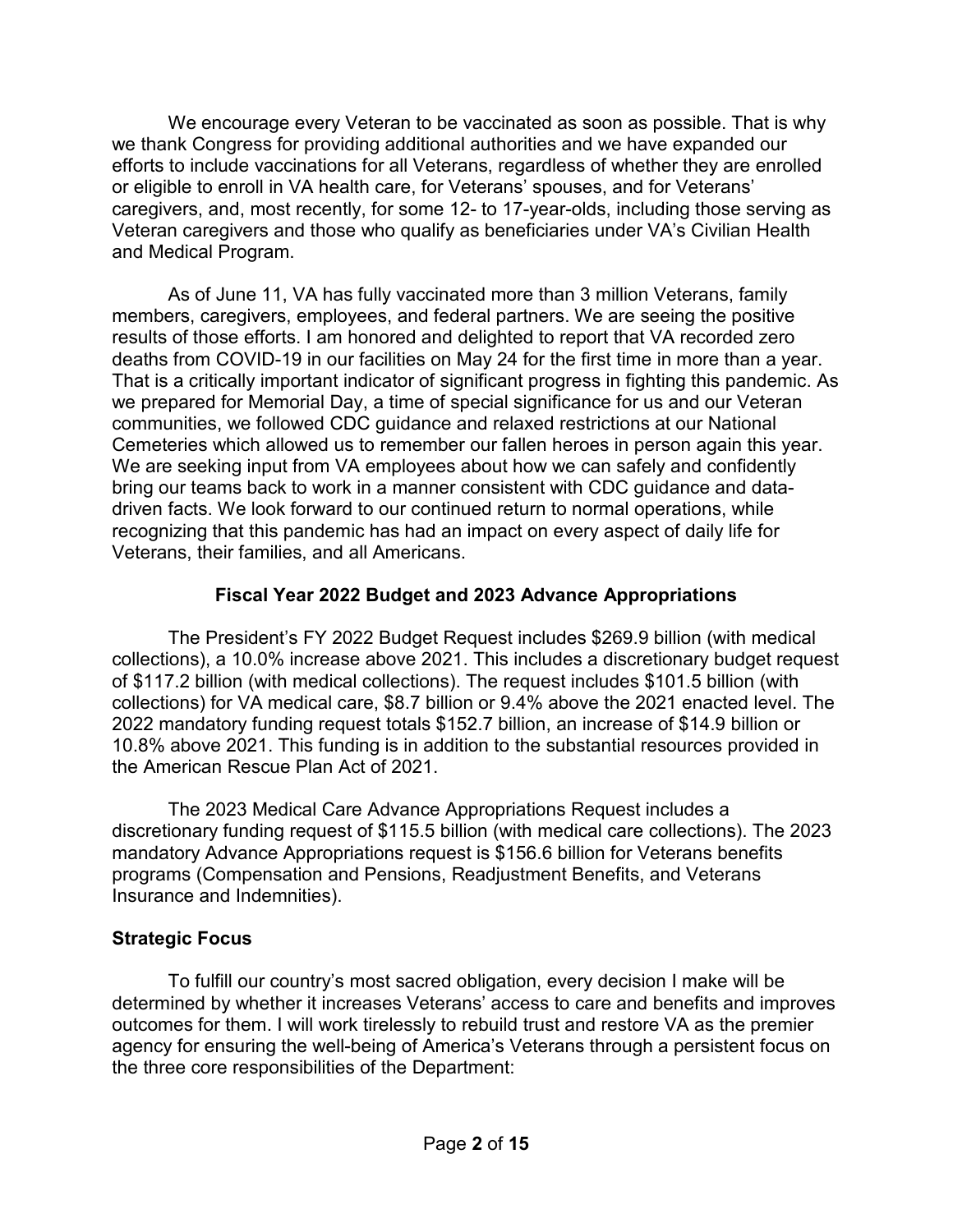We encourage every Veteran to be vaccinated as soon as possible. That is why we thank Congress for providing additional authorities and we have expanded our efforts to include vaccinations for all Veterans, regardless of whether they are enrolled or eligible to enroll in VA health care, for Veterans' spouses, and for Veterans' caregivers, and, most recently, for some 12- to 17-year-olds, including those serving as Veteran caregivers and those who qualify as beneficiaries under VA's Civilian Health and Medical Program.

As of June 11, VA has fully vaccinated more than 3 million Veterans, family members, caregivers, employees, and federal partners. We are seeing the positive results of those efforts. I am honored and delighted to report that VA recorded zero deaths from COVID-19 in our facilities on May 24 for the first time in more than a year. That is a critically important indicator of significant progress in fighting this pandemic. As we prepared for Memorial Day, a time of special significance for us and our Veteran communities, we followed CDC guidance and relaxed restrictions at our National Cemeteries which allowed us to remember our fallen heroes in person again this year. We are seeking input from VA employees about how we can safely and confidently bring our teams back to work in a manner consistent with CDC guidance and data-driven facts. We look forward to our continued return to normal operations, while recognizing that this pandemic has had an impact on every aspect of daily life for Veterans, their families, and all Americans.

## Fiscal Year 2022 Budget and 2023 Advance Appropriations

The President's FY 2022 Budget Request includes $269.9 billion (with medical collections), a 10.0% increase above 2021. This includes a discretionary budget request of $117.2 billion (with medical collections). The request includes $101.5 billion (with collections) for VA medical care, $8.7 billion or 9.4% above the 2021 enacted level. The 2022 mandatory funding request totals $152.7 billion, an increase of $14.9 billion or 10.8% above 2021. This funding is in addition to the substantial resources provided in the American Rescue Plan Act of 2021.

The 2023 Medical Care Advance Appropriations Request includes a discretionary funding request of $115.5 billion (with medical care collections). The 2023 mandatory Advance Appropriations request is $156.6 billion for Veterans benefits programs (Compensation and Pensions, Readjustment Benefits, and Veterans Insurance and Indemnities).

### Strategic Focus

To fulfill our country's most sacred obligation, every decision I make will be determined by whether it increases Veterans' access to care and benefits and improves outcomes for them. I will work tirelessly to rebuild trust and restore VA as the premier agency for ensuring the well-being of America's Veterans through a persistent focus on the three core responsibilities of the Department: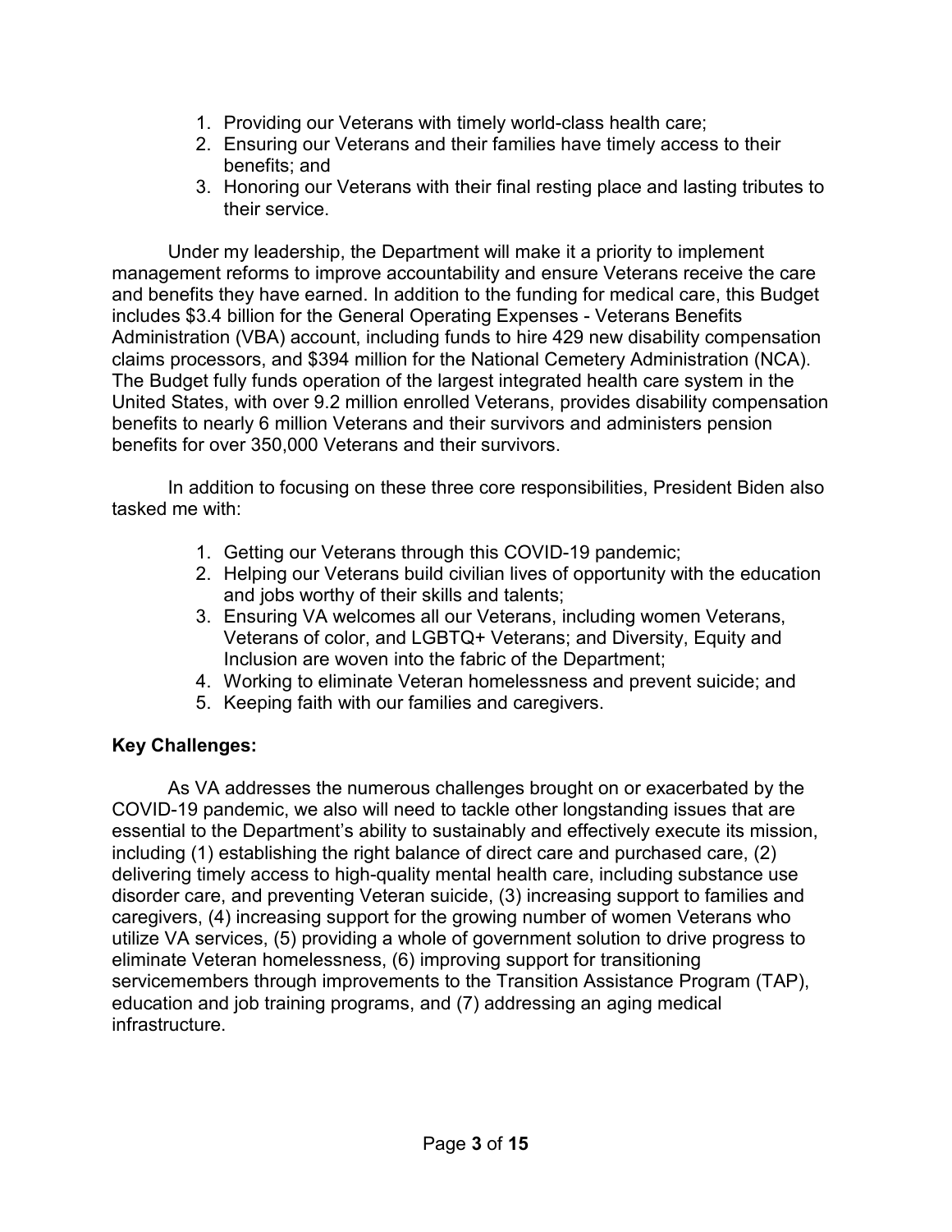1. Providing our Veterans with timely world-class health care;
2. Ensuring our Veterans and their families have timely access to their benefits; and
3. Honoring our Veterans with their final resting place and lasting tributes to their service.

Under my leadership, the Department will make it a priority to implement management reforms to improve accountability and ensure Veterans receive the care and benefits they have earned. In addition to the funding for medical care, this Budget includes $3.4 billion for the General Operating Expenses - Veterans Benefits Administration (VBA) account, including funds to hire 429 new disability compensation claims processors, and $394 million for the National Cemetery Administration (NCA). The Budget fully funds operation of the largest integrated health care system in the United States, with over 9.2 million enrolled Veterans, provides disability compensation benefits to nearly 6 million Veterans and their survivors and administers pension benefits for over 350,000 Veterans and their survivors.

In addition to focusing on these three core responsibilities, President Biden also tasked me with:

1. Getting our Veterans through this COVID-19 pandemic;
2. Helping our Veterans build civilian lives of opportunity with the education and jobs worthy of their skills and talents;
3. Ensuring VA welcomes all our Veterans, including women Veterans, Veterans of color, and LGBTQ+ Veterans; and Diversity, Equity and Inclusion are woven into the fabric of the Department;
4. Working to eliminate Veteran homelessness and prevent suicide; and
5. Keeping faith with our families and caregivers.

**Key Challenges:**

As VA addresses the numerous challenges brought on or exacerbated by the COVID-19 pandemic, we also will need to tackle other longstanding issues that are essential to the Department's ability to sustainably and effectively execute its mission, including (1) establishing the right balance of direct care and purchased care, (2) delivering timely access to high-quality mental health care, including substance use disorder care, and preventing Veteran suicide, (3) increasing support to families and caregivers, (4) increasing support for the growing number of women Veterans who utilize VA services, (5) providing a whole of government solution to drive progress to eliminate Veteran homelessness, (6) improving support for transitioning servicemembers through improvements to the Transition Assistance Program (TAP), education and job training programs, and (7) addressing an aging medical infrastructure.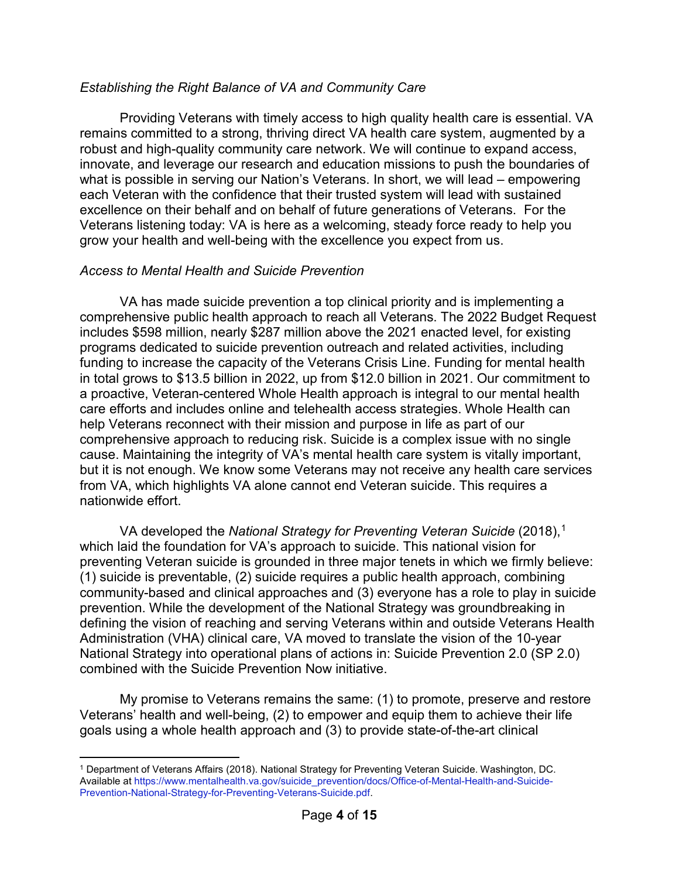*Establishing the Right Balance of VA and Community Care*

Providing Veterans with timely access to high quality health care is essential. VA remains committed to a strong, thriving direct VA health care system, augmented by a robust and high-quality community care network. We will continue to expand access, innovate, and leverage our research and education missions to push the boundaries of what is possible in serving our Nation's Veterans. In short, we will lead – empowering each Veteran with the confidence that their trusted system will lead with sustained excellence on their behalf and on behalf of future generations of Veterans. For the Veterans listening today: VA is here as a welcoming, steady force ready to help you grow your health and well-being with the excellence you expect from us.

*Access to Mental Health and Suicide Prevention*

VA has made suicide prevention a top clinical priority and is implementing a comprehensive public health approach to reach all Veterans. The 2022 Budget Request includes $598 million, nearly $287 million above the 2021 enacted level, for existing programs dedicated to suicide prevention outreach and related activities, including funding to increase the capacity of the Veterans Crisis Line. Funding for mental health in total grows to $13.5 billion in 2022, up from $12.0 billion in 2021. Our commitment to a proactive, Veteran-centered Whole Health approach is integral to our mental health care efforts and includes online and telehealth access strategies. Whole Health can help Veterans reconnect with their mission and purpose in life as part of our comprehensive approach to reducing risk. Suicide is a complex issue with no single cause. Maintaining the integrity of VA's mental health care system is vitally important, but it is not enough. We know some Veterans may not receive any health care services from VA, which highlights VA alone cannot end Veteran suicide. This requires a nationwide effort.

VA developed the *National Strategy for Preventing Veteran Suicide* (2018),[1] which laid the foundation for VA's approach to suicide. This national vision for preventing Veteran suicide is grounded in three major tenets in which we firmly believe: (1) suicide is preventable, (2) suicide requires a public health approach, combining community-based and clinical approaches and (3) everyone has a role to play in suicide prevention. While the development of the National Strategy was groundbreaking in defining the vision of reaching and serving Veterans within and outside Veterans Health Administration (VHA) clinical care, VA moved to translate the vision of the 10-year National Strategy into operational plans of actions in: Suicide Prevention 2.0 (SP 2.0) combined with the Suicide Prevention Now initiative.

My promise to Veterans remains the same: (1) to promote, preserve and restore Veterans' health and well-being, (2) to empower and equip them to achieve their life goals using a whole health approach and (3) to provide state-of-the-art clinical

---

[1] Department of Veterans Affairs (2018). National Strategy for Preventing Veteran Suicide. Washington, DC. Available at https://www.mentalhealth.va.gov/suicide_prevention/docs/Office-of-Mental-Health-and-Suicide-Prevention-National-Strategy-for-Preventing-Veterans-Suicide.pdf.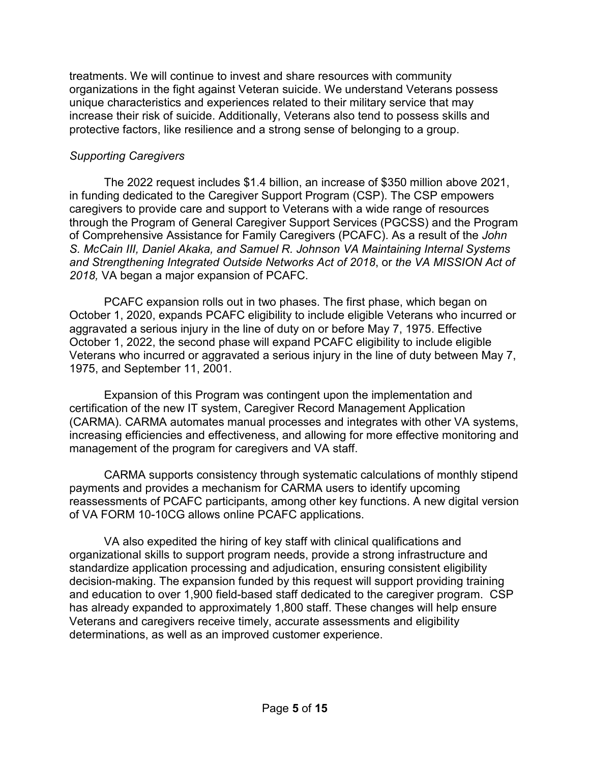treatments. We will continue to invest and share resources with community organizations in the fight against Veteran suicide. We understand Veterans possess unique characteristics and experiences related to their military service that may increase their risk of suicide. Additionally, Veterans also tend to possess skills and protective factors, like resilience and a strong sense of belonging to a group.

*Supporting Caregivers*

The 2022 request includes $1.4 billion, an increase of $350 million above 2021, in funding dedicated to the Caregiver Support Program (CSP). The CSP empowers caregivers to provide care and support to Veterans with a wide range of resources through the Program of General Caregiver Support Services (PGCSS) and the Program of Comprehensive Assistance for Family Caregivers (PCAFC). As a result of the *John S. McCain III, Daniel Akaka, and Samuel R. Johnson VA Maintaining Internal Systems and Strengthening Integrated Outside Networks Act of 2018*, or *the VA MISSION Act of 2018,* VA began a major expansion of PCAFC.

PCAFC expansion rolls out in two phases. The first phase, which began on October 1, 2020, expands PCAFC eligibility to include eligible Veterans who incurred or aggravated a serious injury in the line of duty on or before May 7, 1975. Effective October 1, 2022, the second phase will expand PCAFC eligibility to include eligible Veterans who incurred or aggravated a serious injury in the line of duty between May 7, 1975, and September 11, 2001.

Expansion of this Program was contingent upon the implementation and certification of the new IT system, Caregiver Record Management Application (CARMA). CARMA automates manual processes and integrates with other VA systems, increasing efficiencies and effectiveness, and allowing for more effective monitoring and management of the program for caregivers and VA staff.

CARMA supports consistency through systematic calculations of monthly stipend payments and provides a mechanism for CARMA users to identify upcoming reassessments of PCAFC participants, among other key functions. A new digital version of VA FORM 10-10CG allows online PCAFC applications.

VA also expedited the hiring of key staff with clinical qualifications and organizational skills to support program needs, provide a strong infrastructure and standardize application processing and adjudication, ensuring consistent eligibility decision-making. The expansion funded by this request will support providing training and education to over 1,900 field-based staff dedicated to the caregiver program. CSP has already expanded to approximately 1,800 staff. These changes will help ensure Veterans and caregivers receive timely, accurate assessments and eligibility determinations, as well as an improved customer experience.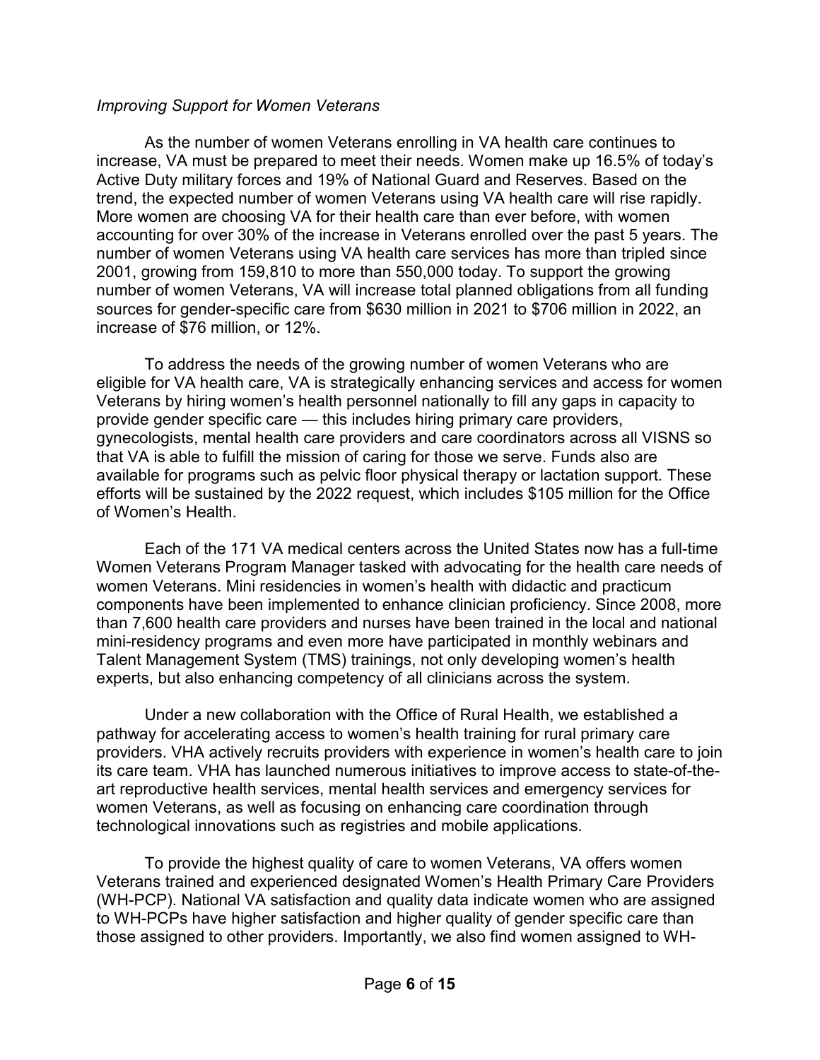*Improving Support for Women Veterans*

As the number of women Veterans enrolling in VA health care continues to increase, VA must be prepared to meet their needs. Women make up 16.5% of today's Active Duty military forces and 19% of National Guard and Reserves. Based on the trend, the expected number of women Veterans using VA health care will rise rapidly. More women are choosing VA for their health care than ever before, with women accounting for over 30% of the increase in Veterans enrolled over the past 5 years. The number of women Veterans using VA health care services has more than tripled since 2001, growing from 159,810 to more than 550,000 today. To support the growing number of women Veterans, VA will increase total planned obligations from all funding sources for gender-specific care from $630 million in 2021 to $706 million in 2022, an increase of $76 million, or 12%.

To address the needs of the growing number of women Veterans who are eligible for VA health care, VA is strategically enhancing services and access for women Veterans by hiring women's health personnel nationally to fill any gaps in capacity to provide gender specific care — this includes hiring primary care providers, gynecologists, mental health care providers and care coordinators across all VISNS so that VA is able to fulfill the mission of caring for those we serve. Funds also are available for programs such as pelvic floor physical therapy or lactation support. These efforts will be sustained by the 2022 request, which includes $105 million for the Office of Women's Health.

Each of the 171 VA medical centers across the United States now has a full-time Women Veterans Program Manager tasked with advocating for the health care needs of women Veterans. Mini residencies in women's health with didactic and practicum components have been implemented to enhance clinician proficiency. Since 2008, more than 7,600 health care providers and nurses have been trained in the local and national mini-residency programs and even more have participated in monthly webinars and Talent Management System (TMS) trainings, not only developing women's health experts, but also enhancing competency of all clinicians across the system.

Under a new collaboration with the Office of Rural Health, we established a pathway for accelerating access to women's health training for rural primary care providers. VHA actively recruits providers with experience in women's health care to join its care team. VHA has launched numerous initiatives to improve access to state-of-the-art reproductive health services, mental health services and emergency services for women Veterans, as well as focusing on enhancing care coordination through technological innovations such as registries and mobile applications.

To provide the highest quality of care to women Veterans, VA offers women Veterans trained and experienced designated Women's Health Primary Care Providers (WH-PCP). National VA satisfaction and quality data indicate women who are assigned to WH-PCPs have higher satisfaction and higher quality of gender specific care than those assigned to other providers. Importantly, we also find women assigned to WH-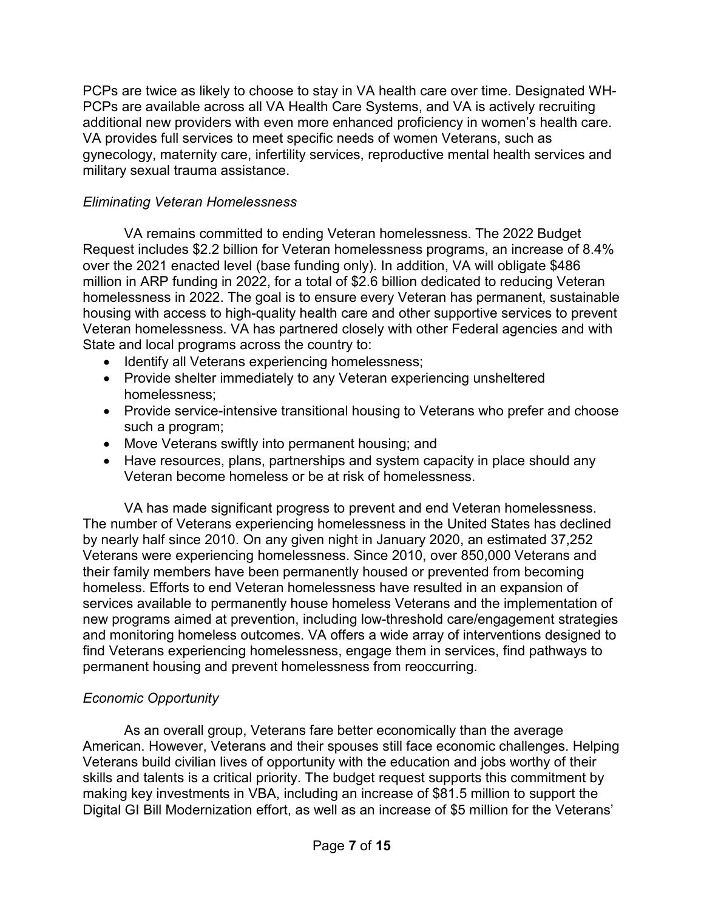PCPs are twice as likely to choose to stay in VA health care over time. Designated WH-PCPs are available across all VA Health Care Systems, and VA is actively recruiting additional new providers with even more enhanced proficiency in women's health care. VA provides full services to meet specific needs of women Veterans, such as gynecology, maternity care, infertility services, reproductive mental health services and military sexual trauma assistance.

*Eliminating Veteran Homelessness*

VA remains committed to ending Veteran homelessness. The 2022 Budget Request includes $2.2 billion for Veteran homelessness programs, an increase of 8.4% over the 2021 enacted level (base funding only). In addition, VA will obligate $486 million in ARP funding in 2022, for a total of $2.6 billion dedicated to reducing Veteran homelessness in 2022. The goal is to ensure every Veteran has permanent, sustainable housing with access to high-quality health care and other supportive services to prevent Veteran homelessness. VA has partnered closely with other Federal agencies and with State and local programs across the country to:

- Identify all Veterans experiencing homelessness;
- Provide shelter immediately to any Veteran experiencing unsheltered homelessness;
- Provide service-intensive transitional housing to Veterans who prefer and choose such a program;
- Move Veterans swiftly into permanent housing; and
- Have resources, plans, partnerships and system capacity in place should any Veteran become homeless or be at risk of homelessness.

VA has made significant progress to prevent and end Veteran homelessness. The number of Veterans experiencing homelessness in the United States has declined by nearly half since 2010. On any given night in January 2020, an estimated 37,252 Veterans were experiencing homelessness. Since 2010, over 850,000 Veterans and their family members have been permanently housed or prevented from becoming homeless. Efforts to end Veteran homelessness have resulted in an expansion of services available to permanently house homeless Veterans and the implementation of new programs aimed at prevention, including low-threshold care/engagement strategies and monitoring homeless outcomes. VA offers a wide array of interventions designed to find Veterans experiencing homelessness, engage them in services, find pathways to permanent housing and prevent homelessness from reoccurring.

*Economic Opportunity*

As an overall group, Veterans fare better economically than the average American. However, Veterans and their spouses still face economic challenges. Helping Veterans build civilian lives of opportunity with the education and jobs worthy of their skills and talents is a critical priority. The budget request supports this commitment by making key investments in VBA, including an increase of $81.5 million to support the Digital GI Bill Modernization effort, as well as an increase of $5 million for the Veterans'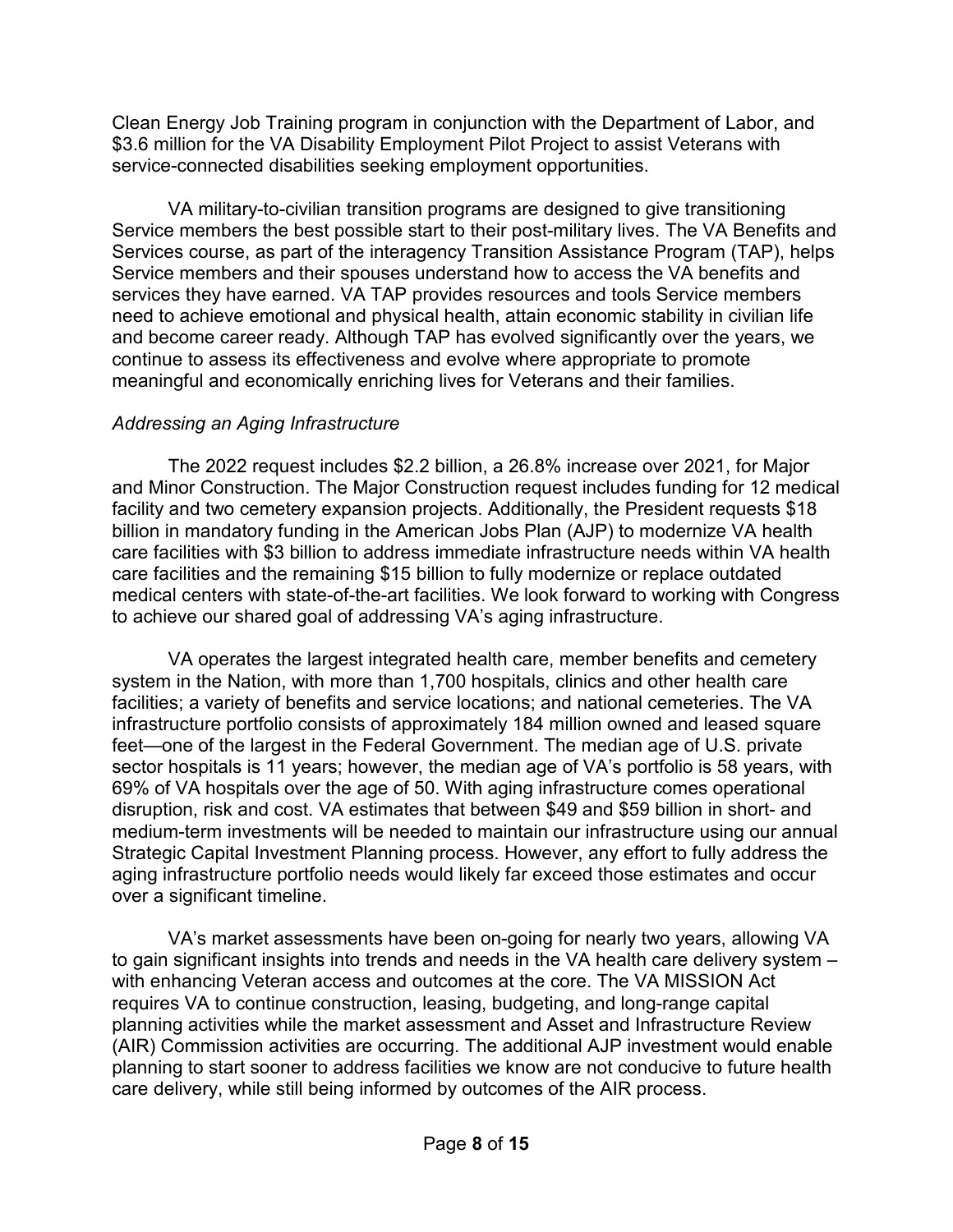Clean Energy Job Training program in conjunction with the Department of Labor, and $3.6 million for the VA Disability Employment Pilot Project to assist Veterans with service-connected disabilities seeking employment opportunities.

VA military-to-civilian transition programs are designed to give transitioning Service members the best possible start to their post-military lives. The VA Benefits and Services course, as part of the interagency Transition Assistance Program (TAP), helps Service members and their spouses understand how to access the VA benefits and services they have earned. VA TAP provides resources and tools Service members need to achieve emotional and physical health, attain economic stability in civilian life and become career ready. Although TAP has evolved significantly over the years, we continue to assess its effectiveness and evolve where appropriate to promote meaningful and economically enriching lives for Veterans and their families.

*Addressing an Aging Infrastructure*

The 2022 request includes $2.2 billion, a 26.8% increase over 2021, for Major and Minor Construction. The Major Construction request includes funding for 12 medical facility and two cemetery expansion projects. Additionally, the President requests $18 billion in mandatory funding in the American Jobs Plan (AJP) to modernize VA health care facilities with $3 billion to address immediate infrastructure needs within VA health care facilities and the remaining $15 billion to fully modernize or replace outdated medical centers with state-of-the-art facilities. We look forward to working with Congress to achieve our shared goal of addressing VA's aging infrastructure.

VA operates the largest integrated health care, member benefits and cemetery system in the Nation, with more than 1,700 hospitals, clinics and other health care facilities; a variety of benefits and service locations; and national cemeteries. The VA infrastructure portfolio consists of approximately 184 million owned and leased square feet—one of the largest in the Federal Government. The median age of U.S. private sector hospitals is 11 years; however, the median age of VA's portfolio is 58 years, with 69% of VA hospitals over the age of 50. With aging infrastructure comes operational disruption, risk and cost. VA estimates that between $49 and $59 billion in short- and medium-term investments will be needed to maintain our infrastructure using our annual Strategic Capital Investment Planning process. However, any effort to fully address the aging infrastructure portfolio needs would likely far exceed those estimates and occur over a significant timeline.

VA's market assessments have been on-going for nearly two years, allowing VA to gain significant insights into trends and needs in the VA health care delivery system – with enhancing Veteran access and outcomes at the core. The VA MISSION Act requires VA to continue construction, leasing, budgeting, and long-range capital planning activities while the market assessment and Asset and Infrastructure Review (AIR) Commission activities are occurring. The additional AJP investment would enable planning to start sooner to address facilities we know are not conducive to future health care delivery, while still being informed by outcomes of the AIR process.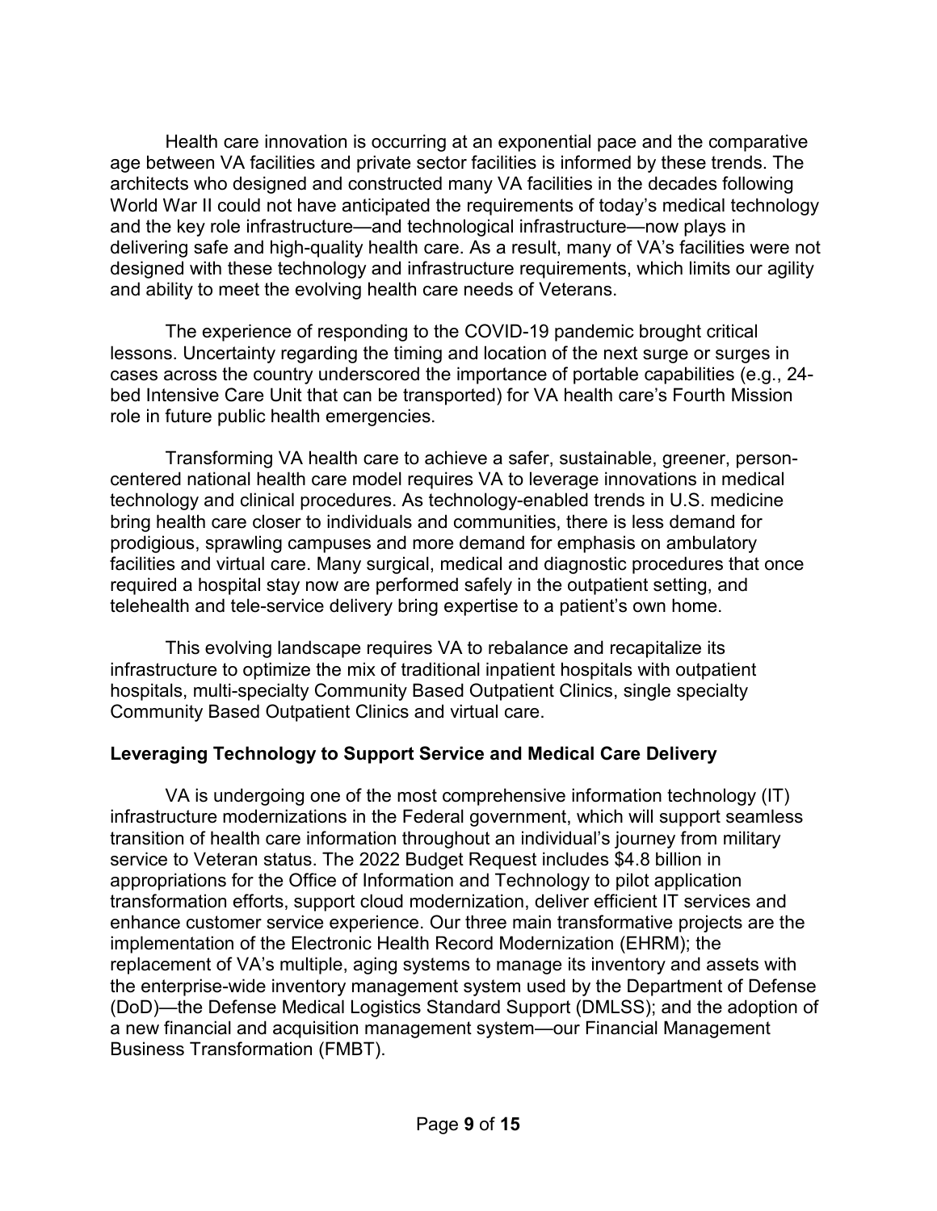Health care innovation is occurring at an exponential pace and the comparative age between VA facilities and private sector facilities is informed by these trends. The architects who designed and constructed many VA facilities in the decades following World War II could not have anticipated the requirements of today's medical technology and the key role infrastructure—and technological infrastructure—now plays in delivering safe and high-quality health care. As a result, many of VA's facilities were not designed with these technology and infrastructure requirements, which limits our agility and ability to meet the evolving health care needs of Veterans.

The experience of responding to the COVID-19 pandemic brought critical lessons. Uncertainty regarding the timing and location of the next surge or surges in cases across the country underscored the importance of portable capabilities (e.g., 24-bed Intensive Care Unit that can be transported) for VA health care's Fourth Mission role in future public health emergencies.

Transforming VA health care to achieve a safer, sustainable, greener, person-centered national health care model requires VA to leverage innovations in medical technology and clinical procedures. As technology-enabled trends in U.S. medicine bring health care closer to individuals and communities, there is less demand for prodigious, sprawling campuses and more demand for emphasis on ambulatory facilities and virtual care. Many surgical, medical and diagnostic procedures that once required a hospital stay now are performed safely in the outpatient setting, and telehealth and tele-service delivery bring expertise to a patient's own home.

This evolving landscape requires VA to rebalance and recapitalize its infrastructure to optimize the mix of traditional inpatient hospitals with outpatient hospitals, multi-specialty Community Based Outpatient Clinics, single specialty Community Based Outpatient Clinics and virtual care.

**Leveraging Technology to Support Service and Medical Care Delivery**

VA is undergoing one of the most comprehensive information technology (IT) infrastructure modernizations in the Federal government, which will support seamless transition of health care information throughout an individual's journey from military service to Veteran status. The 2022 Budget Request includes $4.8 billion in appropriations for the Office of Information and Technology to pilot application transformation efforts, support cloud modernization, deliver efficient IT services and enhance customer service experience. Our three main transformative projects are the implementation of the Electronic Health Record Modernization (EHRM); the replacement of VA's multiple, aging systems to manage its inventory and assets with the enterprise-wide inventory management system used by the Department of Defense (DoD)—the Defense Medical Logistics Standard Support (DMLSS); and the adoption of a new financial and acquisition management system—our Financial Management Business Transformation (FMBT).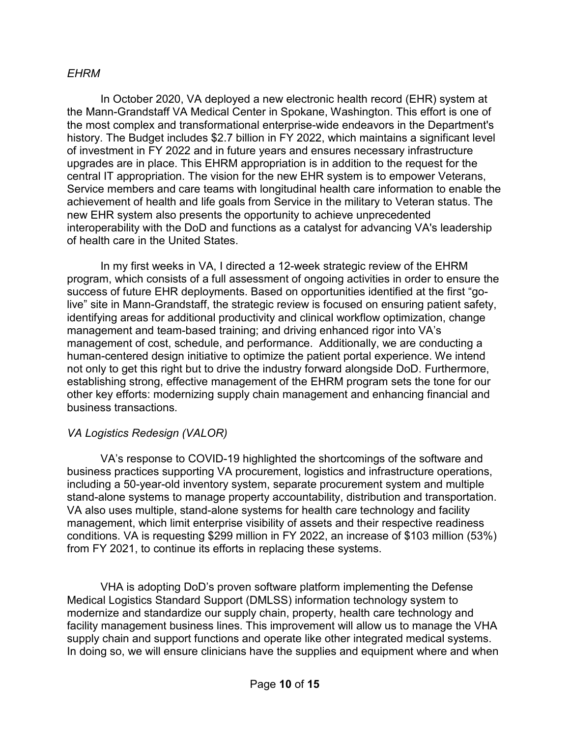*EHRM*

In October 2020, VA deployed a new electronic health record (EHR) system at the Mann-Grandstaff VA Medical Center in Spokane, Washington. This effort is one of the most complex and transformational enterprise-wide endeavors in the Department's history. The Budget includes $2.7 billion in FY 2022, which maintains a significant level of investment in FY 2022 and in future years and ensures necessary infrastructure upgrades are in place. This EHRM appropriation is in addition to the request for the central IT appropriation. The vision for the new EHR system is to empower Veterans, Service members and care teams with longitudinal health care information to enable the achievement of health and life goals from Service in the military to Veteran status. The new EHR system also presents the opportunity to achieve unprecedented interoperability with the DoD and functions as a catalyst for advancing VA's leadership of health care in the United States.

In my first weeks in VA, I directed a 12-week strategic review of the EHRM program, which consists of a full assessment of ongoing activities in order to ensure the success of future EHR deployments. Based on opportunities identified at the first "go-live" site in Mann-Grandstaff, the strategic review is focused on ensuring patient safety, identifying areas for additional productivity and clinical workflow optimization, change management and team-based training; and driving enhanced rigor into VA's management of cost, schedule, and performance. Additionally, we are conducting a human-centered design initiative to optimize the patient portal experience. We intend not only to get this right but to drive the industry forward alongside DoD. Furthermore, establishing strong, effective management of the EHRM program sets the tone for our other key efforts: modernizing supply chain management and enhancing financial and business transactions.

*VA Logistics Redesign (VALOR)*

VA's response to COVID-19 highlighted the shortcomings of the software and business practices supporting VA procurement, logistics and infrastructure operations, including a 50-year-old inventory system, separate procurement system and multiple stand-alone systems to manage property accountability, distribution and transportation. VA also uses multiple, stand-alone systems for health care technology and facility management, which limit enterprise visibility of assets and their respective readiness conditions. VA is requesting $299 million in FY 2022, an increase of $103 million (53%) from FY 2021, to continue its efforts in replacing these systems.

VHA is adopting DoD's proven software platform implementing the Defense Medical Logistics Standard Support (DMLSS) information technology system to modernize and standardize our supply chain, property, health care technology and facility management business lines. This improvement will allow us to manage the VHA supply chain and support functions and operate like other integrated medical systems. In doing so, we will ensure clinicians have the supplies and equipment where and when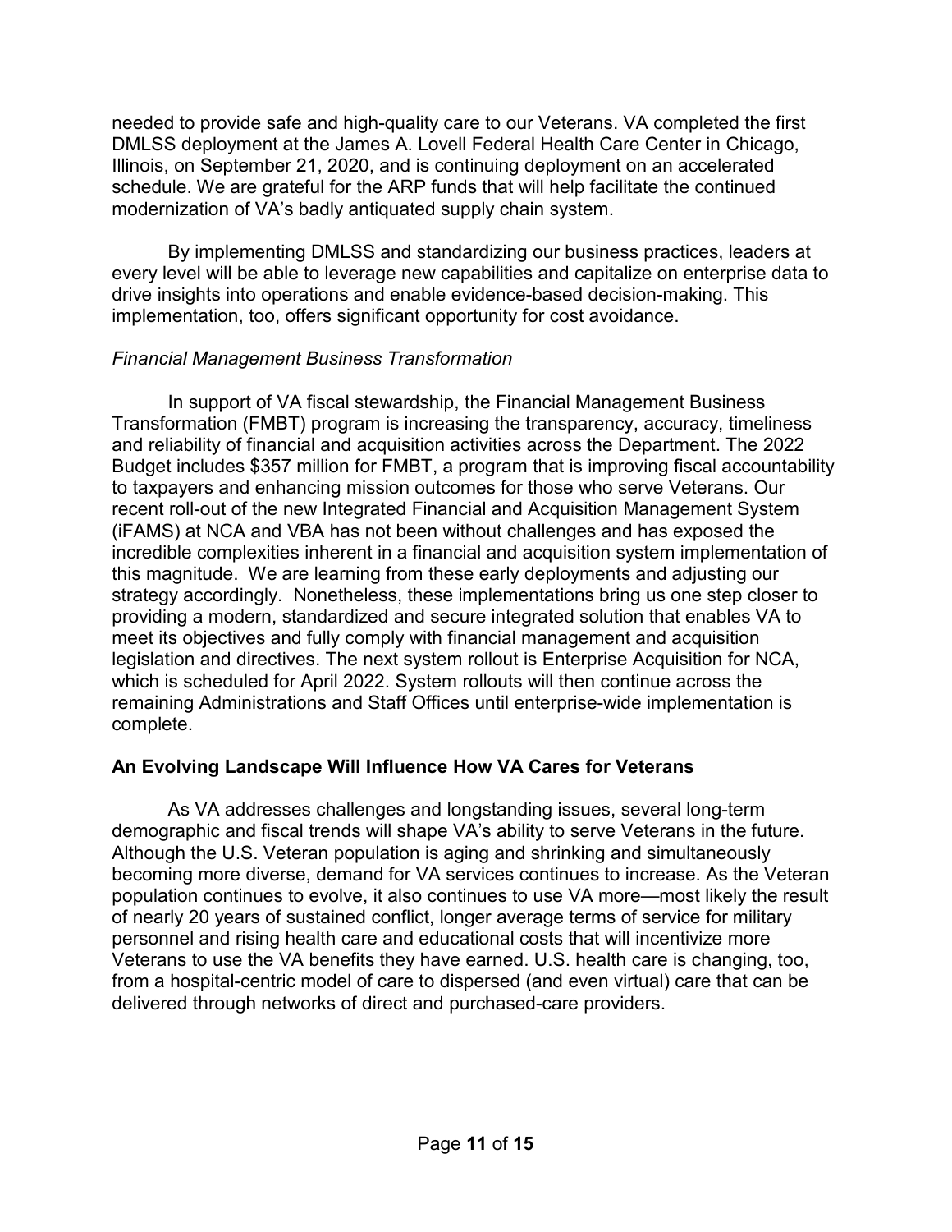needed to provide safe and high-quality care to our Veterans. VA completed the first DMLSS deployment at the James A. Lovell Federal Health Care Center in Chicago, Illinois, on September 21, 2020, and is continuing deployment on an accelerated schedule. We are grateful for the ARP funds that will help facilitate the continued modernization of VA's badly antiquated supply chain system.

By implementing DMLSS and standardizing our business practices, leaders at every level will be able to leverage new capabilities and capitalize on enterprise data to drive insights into operations and enable evidence-based decision-making. This implementation, too, offers significant opportunity for cost avoidance.

*Financial Management Business Transformation*

In support of VA fiscal stewardship, the Financial Management Business Transformation (FMBT) program is increasing the transparency, accuracy, timeliness and reliability of financial and acquisition activities across the Department. The 2022 Budget includes $357 million for FMBT, a program that is improving fiscal accountability to taxpayers and enhancing mission outcomes for those who serve Veterans. Our recent roll-out of the new Integrated Financial and Acquisition Management System (iFAMS) at NCA and VBA has not been without challenges and has exposed the incredible complexities inherent in a financial and acquisition system implementation of this magnitude. We are learning from these early deployments and adjusting our strategy accordingly. Nonetheless, these implementations bring us one step closer to providing a modern, standardized and secure integrated solution that enables VA to meet its objectives and fully comply with financial management and acquisition legislation and directives. The next system rollout is Enterprise Acquisition for NCA, which is scheduled for April 2022. System rollouts will then continue across the remaining Administrations and Staff Offices until enterprise-wide implementation is complete.

## An Evolving Landscape Will Influence How VA Cares for Veterans

As VA addresses challenges and longstanding issues, several long-term demographic and fiscal trends will shape VA's ability to serve Veterans in the future. Although the U.S. Veteran population is aging and shrinking and simultaneously becoming more diverse, demand for VA services continues to increase. As the Veteran population continues to evolve, it also continues to use VA more—most likely the result of nearly 20 years of sustained conflict, longer average terms of service for military personnel and rising health care and educational costs that will incentivize more Veterans to use the VA benefits they have earned. U.S. health care is changing, too, from a hospital-centric model of care to dispersed (and even virtual) care that can be delivered through networks of direct and purchased-care providers.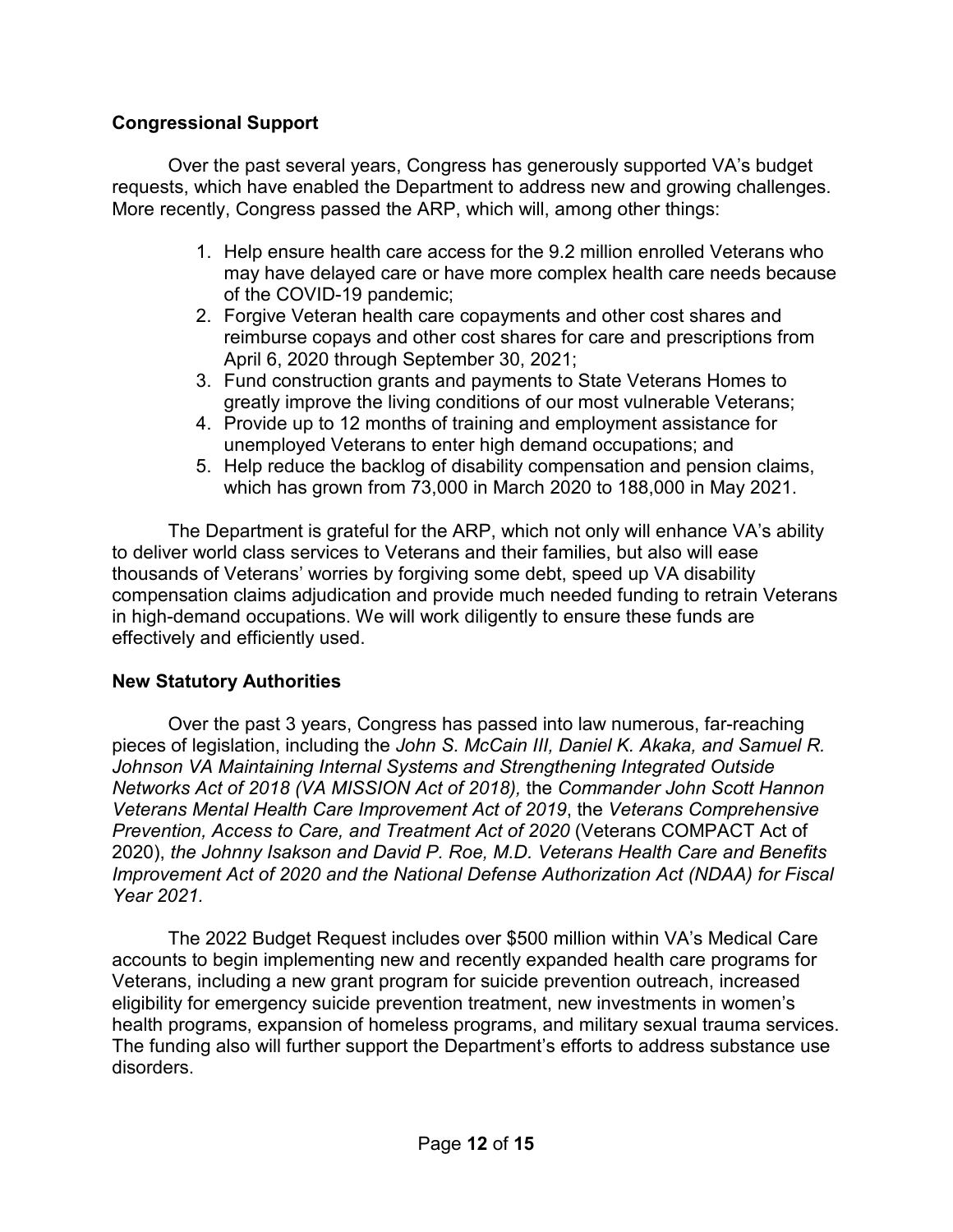**Congressional Support**

Over the past several years, Congress has generously supported VA's budget requests, which have enabled the Department to address new and growing challenges. More recently, Congress passed the ARP, which will, among other things:

1. Help ensure health care access for the 9.2 million enrolled Veterans who may have delayed care or have more complex health care needs because of the COVID-19 pandemic;
2. Forgive Veteran health care copayments and other cost shares and reimburse copays and other cost shares for care and prescriptions from April 6, 2020 through September 30, 2021;
3. Fund construction grants and payments to State Veterans Homes to greatly improve the living conditions of our most vulnerable Veterans;
4. Provide up to 12 months of training and employment assistance for unemployed Veterans to enter high demand occupations; and
5. Help reduce the backlog of disability compensation and pension claims, which has grown from 73,000 in March 2020 to 188,000 in May 2021.

The Department is grateful for the ARP, which not only will enhance VA's ability to deliver world class services to Veterans and their families, but also will ease thousands of Veterans' worries by forgiving some debt, speed up VA disability compensation claims adjudication and provide much needed funding to retrain Veterans in high-demand occupations. We will work diligently to ensure these funds are effectively and efficiently used.

**New Statutory Authorities**

Over the past 3 years, Congress has passed into law numerous, far-reaching pieces of legislation, including the *John S. McCain III, Daniel K. Akaka, and Samuel R. Johnson VA Maintaining Internal Systems and Strengthening Integrated Outside Networks Act of 2018 (VA MISSION Act of 2018),* the *Commander John Scott Hannon Veterans Mental Health Care Improvement Act of 2019*, the *Veterans Comprehensive Prevention, Access to Care, and Treatment Act of 2020* (Veterans COMPACT Act of 2020), *the Johnny Isakson and David P. Roe, M.D. Veterans Health Care and Benefits Improvement Act of 2020 and the National Defense Authorization Act (NDAA) for Fiscal Year 2021.*

The 2022 Budget Request includes over $500 million within VA's Medical Care accounts to begin implementing new and recently expanded health care programs for Veterans, including a new grant program for suicide prevention outreach, increased eligibility for emergency suicide prevention treatment, new investments in women's health programs, expansion of homeless programs, and military sexual trauma services. The funding also will further support the Department's efforts to address substance use disorders.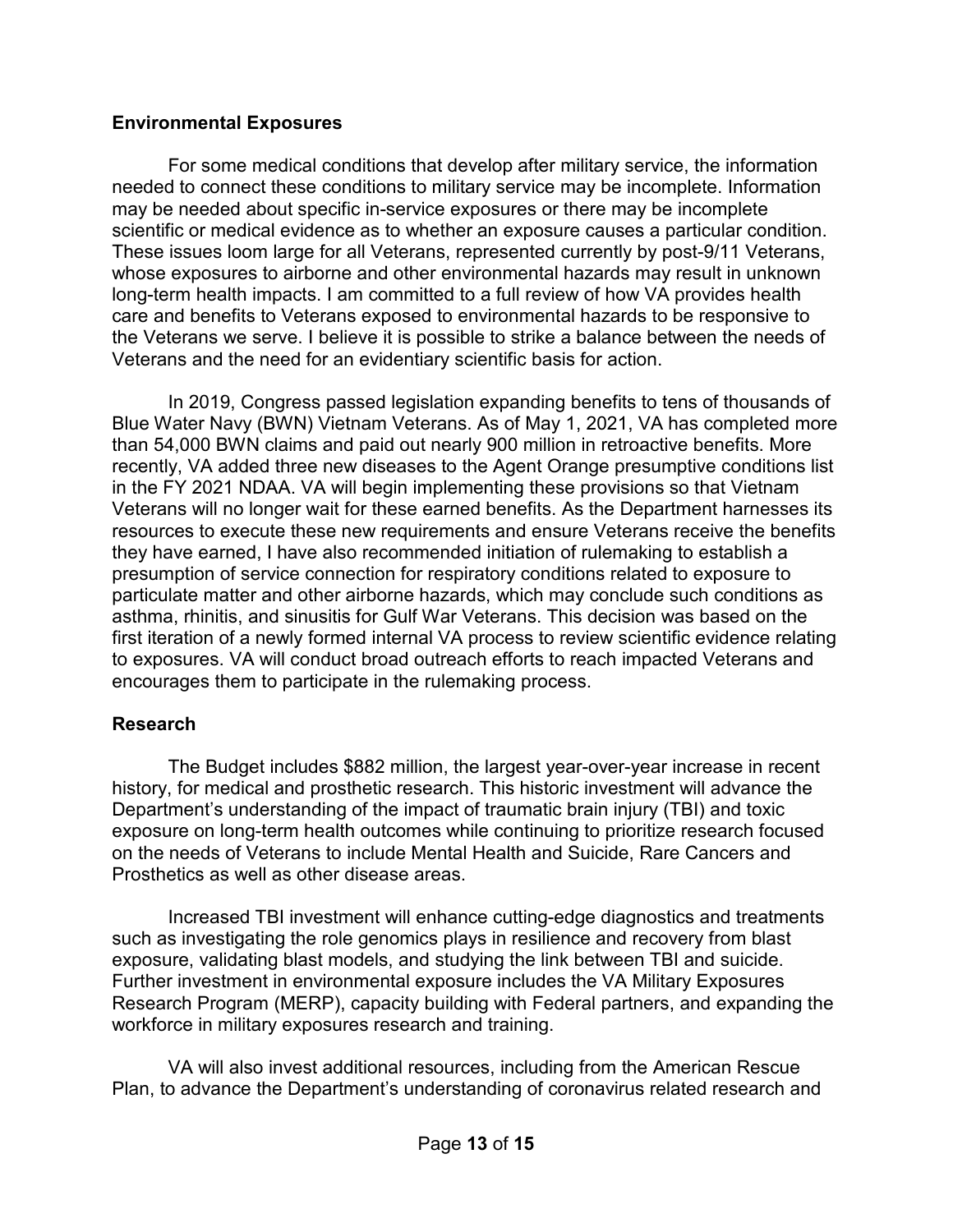## Environmental Exposures

For some medical conditions that develop after military service, the information needed to connect these conditions to military service may be incomplete. Information may be needed about specific in-service exposures or there may be incomplete scientific or medical evidence as to whether an exposure causes a particular condition. These issues loom large for all Veterans, represented currently by post-9/11 Veterans, whose exposures to airborne and other environmental hazards may result in unknown long-term health impacts. I am committed to a full review of how VA provides health care and benefits to Veterans exposed to environmental hazards to be responsive to the Veterans we serve. I believe it is possible to strike a balance between the needs of Veterans and the need for an evidentiary scientific basis for action.

In 2019, Congress passed legislation expanding benefits to tens of thousands of Blue Water Navy (BWN) Vietnam Veterans. As of May 1, 2021, VA has completed more than 54,000 BWN claims and paid out nearly 900 million in retroactive benefits. More recently, VA added three new diseases to the Agent Orange presumptive conditions list in the FY 2021 NDAA. VA will begin implementing these provisions so that Vietnam Veterans will no longer wait for these earned benefits. As the Department harnesses its resources to execute these new requirements and ensure Veterans receive the benefits they have earned, I have also recommended initiation of rulemaking to establish a presumption of service connection for respiratory conditions related to exposure to particulate matter and other airborne hazards, which may conclude such conditions as asthma, rhinitis, and sinusitis for Gulf War Veterans. This decision was based on the first iteration of a newly formed internal VA process to review scientific evidence relating to exposures. VA will conduct broad outreach efforts to reach impacted Veterans and encourages them to participate in the rulemaking process.

## Research

The Budget includes $882 million, the largest year-over-year increase in recent history, for medical and prosthetic research. This historic investment will advance the Department's understanding of the impact of traumatic brain injury (TBI) and toxic exposure on long-term health outcomes while continuing to prioritize research focused on the needs of Veterans to include Mental Health and Suicide, Rare Cancers and Prosthetics as well as other disease areas.

Increased TBI investment will enhance cutting-edge diagnostics and treatments such as investigating the role genomics plays in resilience and recovery from blast exposure, validating blast models, and studying the link between TBI and suicide. Further investment in environmental exposure includes the VA Military Exposures Research Program (MERP), capacity building with Federal partners, and expanding the workforce in military exposures research and training.

VA will also invest additional resources, including from the American Rescue Plan, to advance the Department's understanding of coronavirus related research and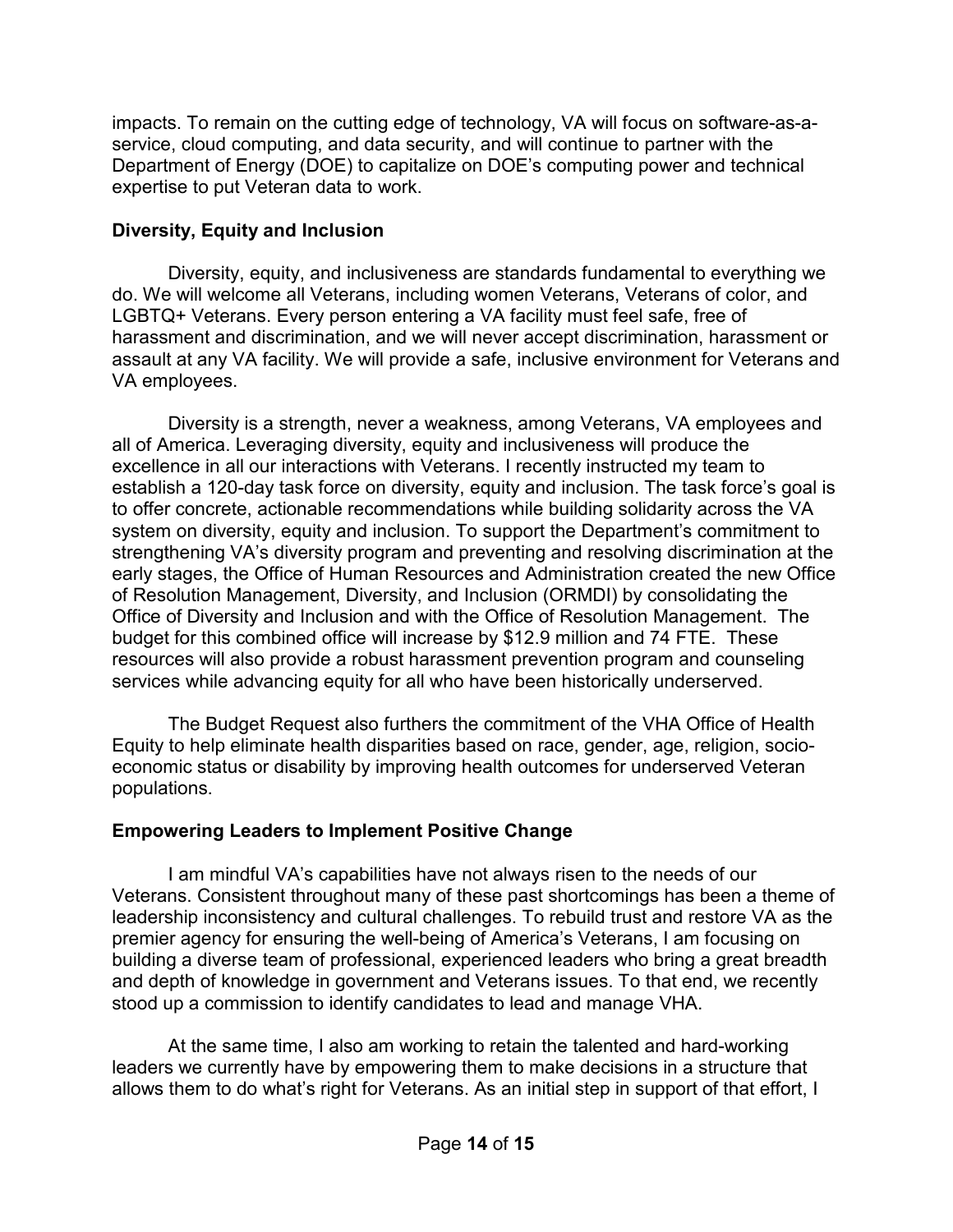impacts. To remain on the cutting edge of technology, VA will focus on software-as-a-service, cloud computing, and data security, and will continue to partner with the Department of Energy (DOE) to capitalize on DOE's computing power and technical expertise to put Veteran data to work.

**Diversity, Equity and Inclusion**

Diversity, equity, and inclusiveness are standards fundamental to everything we do. We will welcome all Veterans, including women Veterans, Veterans of color, and LGBTQ+ Veterans. Every person entering a VA facility must feel safe, free of harassment and discrimination, and we will never accept discrimination, harassment or assault at any VA facility. We will provide a safe, inclusive environment for Veterans and VA employees.

Diversity is a strength, never a weakness, among Veterans, VA employees and all of America. Leveraging diversity, equity and inclusiveness will produce the excellence in all our interactions with Veterans. I recently instructed my team to establish a 120-day task force on diversity, equity and inclusion. The task force's goal is to offer concrete, actionable recommendations while building solidarity across the VA system on diversity, equity and inclusion. To support the Department's commitment to strengthening VA's diversity program and preventing and resolving discrimination at the early stages, the Office of Human Resources and Administration created the new Office of Resolution Management, Diversity, and Inclusion (ORMDI) by consolidating the Office of Diversity and Inclusion and with the Office of Resolution Management. The budget for this combined office will increase by $12.9 million and 74 FTE. These resources will also provide a robust harassment prevention program and counseling services while advancing equity for all who have been historically underserved.

The Budget Request also furthers the commitment of the VHA Office of Health Equity to help eliminate health disparities based on race, gender, age, religion, socio-economic status or disability by improving health outcomes for underserved Veteran populations.

**Empowering Leaders to Implement Positive Change**

I am mindful VA's capabilities have not always risen to the needs of our Veterans. Consistent throughout many of these past shortcomings has been a theme of leadership inconsistency and cultural challenges. To rebuild trust and restore VA as the premier agency for ensuring the well-being of America's Veterans, I am focusing on building a diverse team of professional, experienced leaders who bring a great breadth and depth of knowledge in government and Veterans issues. To that end, we recently stood up a commission to identify candidates to lead and manage VHA.

At the same time, I also am working to retain the talented and hard-working leaders we currently have by empowering them to make decisions in a structure that allows them to do what's right for Veterans. As an initial step in support of that effort, I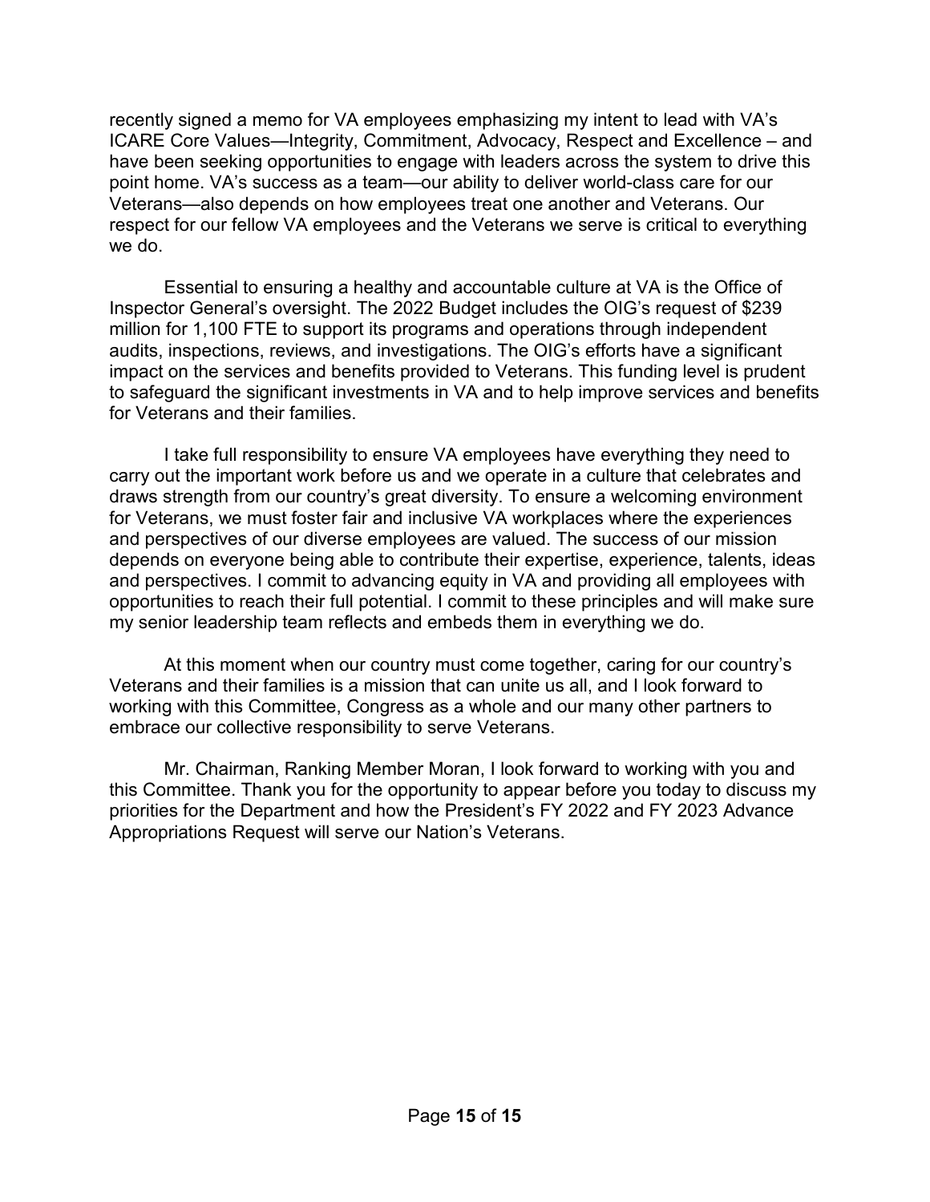recently signed a memo for VA employees emphasizing my intent to lead with VA's ICARE Core Values—Integrity, Commitment, Advocacy, Respect and Excellence – and have been seeking opportunities to engage with leaders across the system to drive this point home. VA's success as a team—our ability to deliver world-class care for our Veterans—also depends on how employees treat one another and Veterans. Our respect for our fellow VA employees and the Veterans we serve is critical to everything we do.

Essential to ensuring a healthy and accountable culture at VA is the Office of Inspector General's oversight. The 2022 Budget includes the OIG's request of $239 million for 1,100 FTE to support its programs and operations through independent audits, inspections, reviews, and investigations. The OIG's efforts have a significant impact on the services and benefits provided to Veterans. This funding level is prudent to safeguard the significant investments in VA and to help improve services and benefits for Veterans and their families.

I take full responsibility to ensure VA employees have everything they need to carry out the important work before us and we operate in a culture that celebrates and draws strength from our country's great diversity. To ensure a welcoming environment for Veterans, we must foster fair and inclusive VA workplaces where the experiences and perspectives of our diverse employees are valued. The success of our mission depends on everyone being able to contribute their expertise, experience, talents, ideas and perspectives. I commit to advancing equity in VA and providing all employees with opportunities to reach their full potential. I commit to these principles and will make sure my senior leadership team reflects and embeds them in everything we do.

At this moment when our country must come together, caring for our country's Veterans and their families is a mission that can unite us all, and I look forward to working with this Committee, Congress as a whole and our many other partners to embrace our collective responsibility to serve Veterans.

Mr. Chairman, Ranking Member Moran, I look forward to working with you and this Committee. Thank you for the opportunity to appear before you today to discuss my priorities for the Department and how the President's FY 2022 and FY 2023 Advance Appropriations Request will serve our Nation's Veterans.